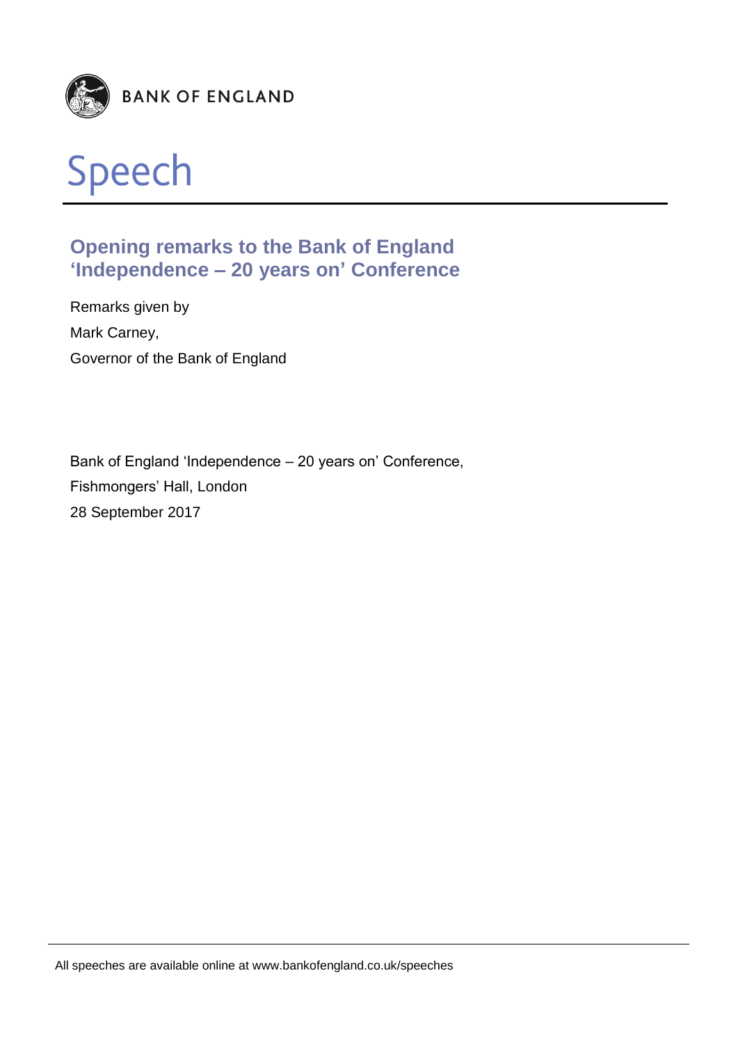BANK OF ENGLAND

# Speech

## Opening remarks to the Bank of England 'Independence – 20 years on' Conference

Remarks given by

Mark Carney,

Governor of the Bank of England

Bank of England 'Independence – 20 years on' Conference,

Fishmongers' Hall, London

28 September 2017

All speeches are available online at www.bankofengland.co.uk/speeches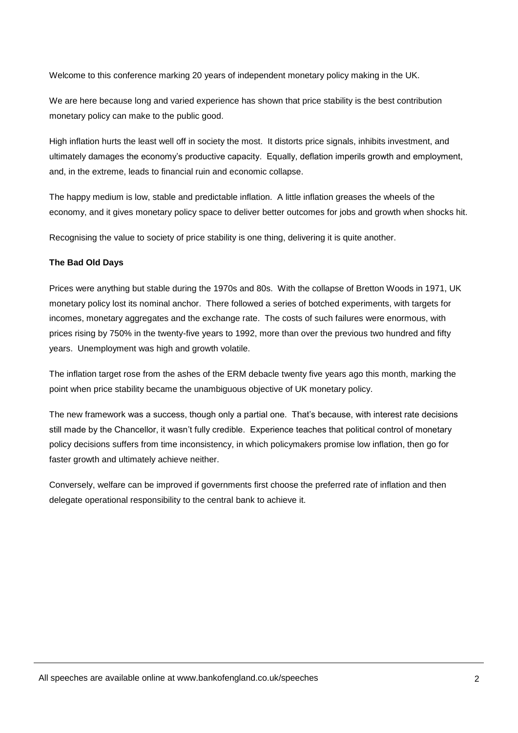Welcome to this conference marking 20 years of independent monetary policy making in the UK.

We are here because long and varied experience has shown that price stability is the best contribution monetary policy can make to the public good.

High inflation hurts the least well off in society the most. It distorts price signals, inhibits investment, and ultimately damages the economy's productive capacity. Equally, deflation imperils growth and employment, and, in the extreme, leads to financial ruin and economic collapse.

The happy medium is low, stable and predictable inflation. A little inflation greases the wheels of the economy, and it gives monetary policy space to deliver better outcomes for jobs and growth when shocks hit.

Recognising the value to society of price stability is one thing, delivering it is quite another.

**The Bad Old Days**

Prices were anything but stable during the 1970s and 80s. With the collapse of Bretton Woods in 1971, UK monetary policy lost its nominal anchor. There followed a series of botched experiments, with targets for incomes, monetary aggregates and the exchange rate. The costs of such failures were enormous, with prices rising by 750% in the twenty-five years to 1992, more than over the previous two hundred and fifty years. Unemployment was high and growth volatile.

The inflation target rose from the ashes of the ERM debacle twenty five years ago this month, marking the point when price stability became the unambiguous objective of UK monetary policy.

The new framework was a success, though only a partial one. That's because, with interest rate decisions still made by the Chancellor, it wasn't fully credible. Experience teaches that political control of monetary policy decisions suffers from time inconsistency, in which policymakers promise low inflation, then go for faster growth and ultimately achieve neither.

Conversely, welfare can be improved if governments first choose the preferred rate of inflation and then delegate operational responsibility to the central bank to achieve it.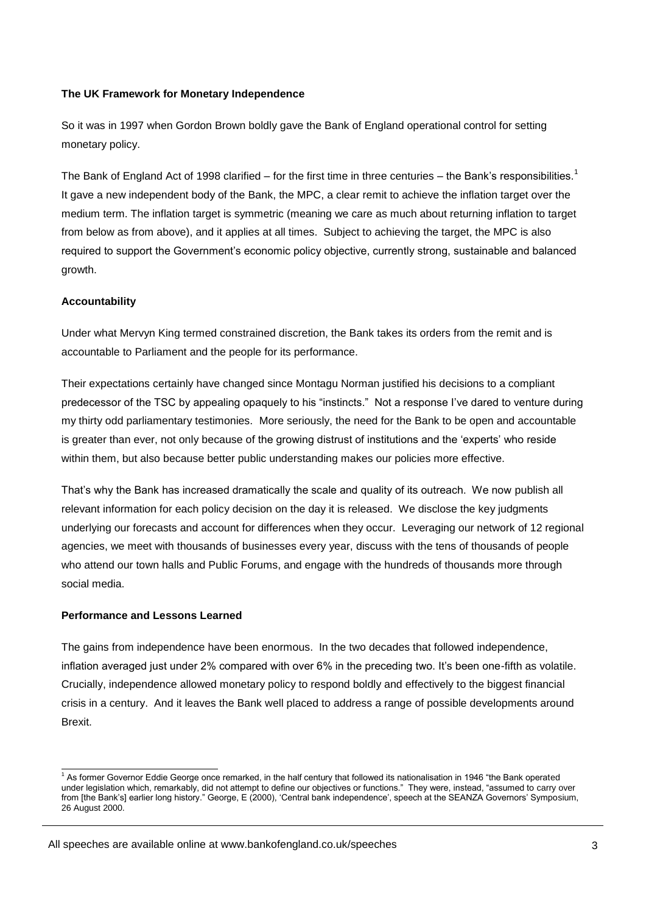**The UK Framework for Monetary Independence**

So it was in 1997 when Gordon Brown boldly gave the Bank of England operational control for setting monetary policy.

The Bank of England Act of 1998 clarified – for the first time in three centuries – the Bank's responsibilities.[1] It gave a new independent body of the Bank, the MPC, a clear remit to achieve the inflation target over the medium term. The inflation target is symmetric (meaning we care as much about returning inflation to target from below as from above), and it applies at all times. Subject to achieving the target, the MPC is also required to support the Government's economic policy objective, currently strong, sustainable and balanced growth.

**Accountability**

Under what Mervyn King termed constrained discretion, the Bank takes its orders from the remit and is accountable to Parliament and the people for its performance.

Their expectations certainly have changed since Montagu Norman justified his decisions to a compliant predecessor of the TSC by appealing opaquely to his "instincts." Not a response I've dared to venture during my thirty odd parliamentary testimonies. More seriously, the need for the Bank to be open and accountable is greater than ever, not only because of the growing distrust of institutions and the 'experts' who reside within them, but also because better public understanding makes our policies more effective.

That's why the Bank has increased dramatically the scale and quality of its outreach. We now publish all relevant information for each policy decision on the day it is released. We disclose the key judgments underlying our forecasts and account for differences when they occur. Leveraging our network of 12 regional agencies, we meet with thousands of businesses every year, discuss with the tens of thousands of people who attend our town halls and Public Forums, and engage with the hundreds of thousands more through social media.

**Performance and Lessons Learned**

The gains from independence have been enormous. In the two decades that followed independence, inflation averaged just under 2% compared with over 6% in the preceding two. It's been one-fifth as volatile. Crucially, independence allowed monetary policy to respond boldly and effectively to the biggest financial crisis in a century. And it leaves the Bank well placed to address a range of possible developments around Brexit.

[1] As former Governor Eddie George once remarked, in the half century that followed its nationalisation in 1946 "the Bank operated under legislation which, remarkably, did not attempt to define our objectives or functions." They were, instead, "assumed to carry over from [the Bank's] earlier long history." George, E (2000), 'Central bank independence', speech at the SEANZA Governors' Symposium, 26 August 2000.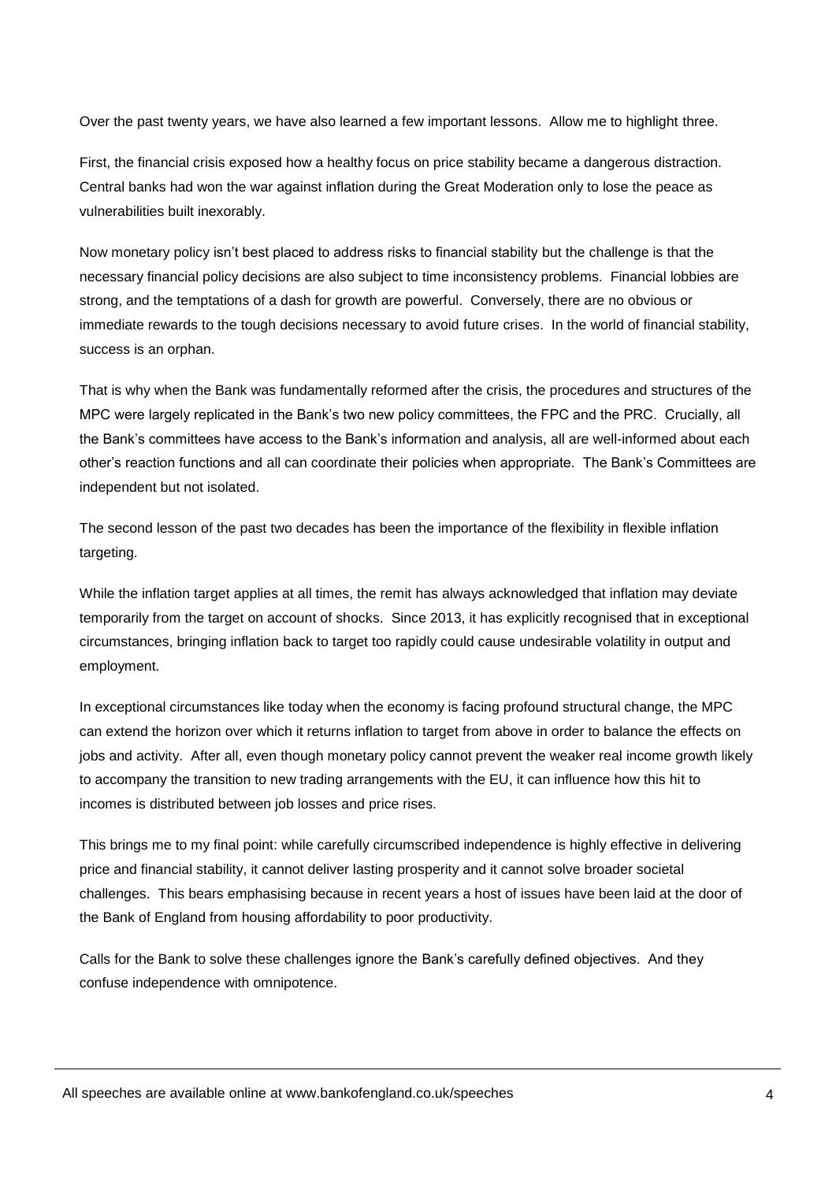Over the past twenty years, we have also learned a few important lessons. Allow me to highlight three.

First, the financial crisis exposed how a healthy focus on price stability became a dangerous distraction. Central banks had won the war against inflation during the Great Moderation only to lose the peace as vulnerabilities built inexorably.

Now monetary policy isn't best placed to address risks to financial stability but the challenge is that the necessary financial policy decisions are also subject to time inconsistency problems. Financial lobbies are strong, and the temptations of a dash for growth are powerful. Conversely, there are no obvious or immediate rewards to the tough decisions necessary to avoid future crises. In the world of financial stability, success is an orphan.

That is why when the Bank was fundamentally reformed after the crisis, the procedures and structures of the MPC were largely replicated in the Bank's two new policy committees, the FPC and the PRC. Crucially, all the Bank's committees have access to the Bank's information and analysis, all are well-informed about each other's reaction functions and all can coordinate their policies when appropriate. The Bank's Committees are independent but not isolated.

The second lesson of the past two decades has been the importance of the flexibility in flexible inflation targeting.

While the inflation target applies at all times, the remit has always acknowledged that inflation may deviate temporarily from the target on account of shocks. Since 2013, it has explicitly recognised that in exceptional circumstances, bringing inflation back to target too rapidly could cause undesirable volatility in output and employment.

In exceptional circumstances like today when the economy is facing profound structural change, the MPC can extend the horizon over which it returns inflation to target from above in order to balance the effects on jobs and activity. After all, even though monetary policy cannot prevent the weaker real income growth likely to accompany the transition to new trading arrangements with the EU, it can influence how this hit to incomes is distributed between job losses and price rises.

This brings me to my final point: while carefully circumscribed independence is highly effective in delivering price and financial stability, it cannot deliver lasting prosperity and it cannot solve broader societal challenges. This bears emphasising because in recent years a host of issues have been laid at the door of the Bank of England from housing affordability to poor productivity.

Calls for the Bank to solve these challenges ignore the Bank's carefully defined objectives. And they confuse independence with omnipotence.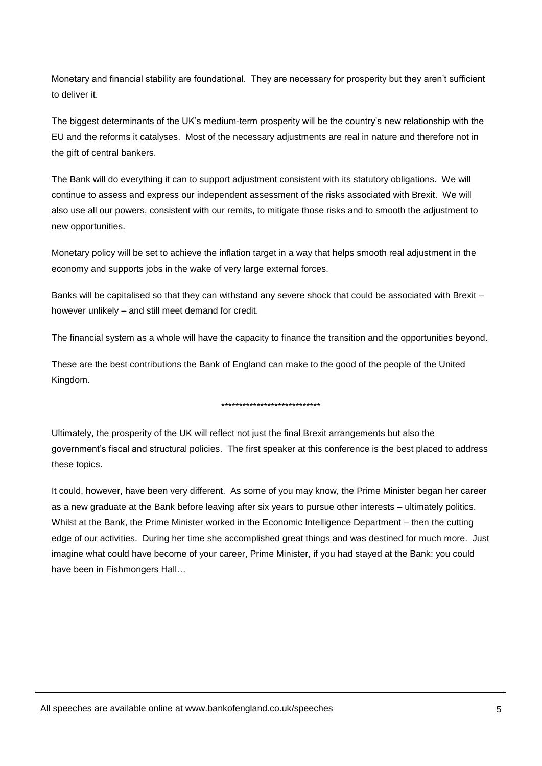Monetary and financial stability are foundational. They are necessary for prosperity but they aren't sufficient to deliver it.

The biggest determinants of the UK's medium-term prosperity will be the country's new relationship with the EU and the reforms it catalyses. Most of the necessary adjustments are real in nature and therefore not in the gift of central bankers.

The Bank will do everything it can to support adjustment consistent with its statutory obligations. We will continue to assess and express our independent assessment of the risks associated with Brexit. We will also use all our powers, consistent with our remits, to mitigate those risks and to smooth the adjustment to new opportunities.

Monetary policy will be set to achieve the inflation target in a way that helps smooth real adjustment in the economy and supports jobs in the wake of very large external forces.

Banks will be capitalised so that they can withstand any severe shock that could be associated with Brexit – however unlikely – and still meet demand for credit.

The financial system as a whole will have the capacity to finance the transition and the opportunities beyond.

These are the best contributions the Bank of England can make to the good of the people of the United Kingdom.

****************************

Ultimately, the prosperity of the UK will reflect not just the final Brexit arrangements but also the government's fiscal and structural policies. The first speaker at this conference is the best placed to address these topics.

It could, however, have been very different. As some of you may know, the Prime Minister began her career as a new graduate at the Bank before leaving after six years to pursue other interests – ultimately politics. Whilst at the Bank, the Prime Minister worked in the Economic Intelligence Department – then the cutting edge of our activities. During her time she accomplished great things and was destined for much more. Just imagine what could have become of your career, Prime Minister, if you had stayed at the Bank: you could have been in Fishmongers Hall…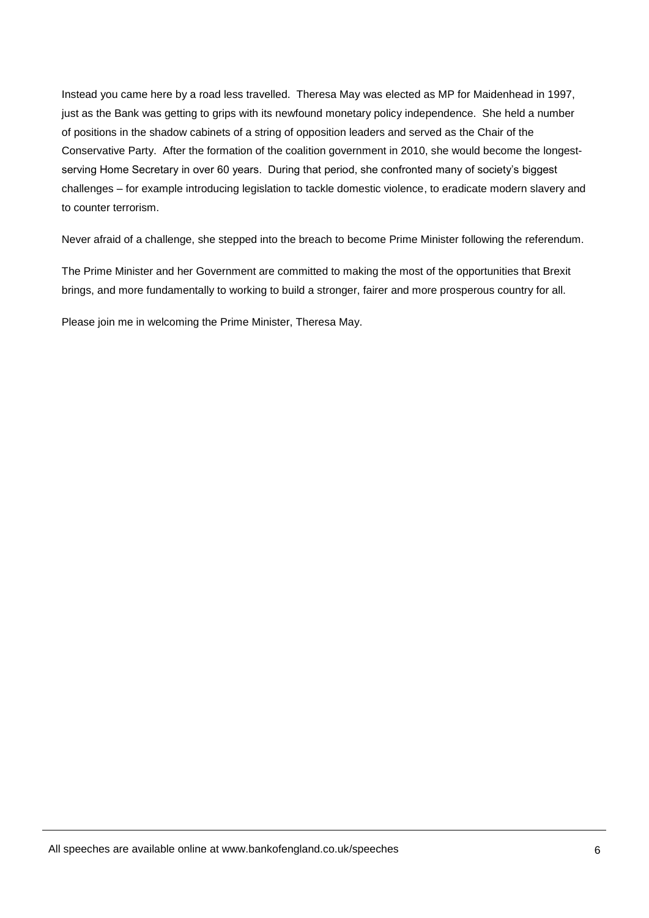Instead you came here by a road less travelled. Theresa May was elected as MP for Maidenhead in 1997, just as the Bank was getting to grips with its newfound monetary policy independence. She held a number of positions in the shadow cabinets of a string of opposition leaders and served as the Chair of the Conservative Party. After the formation of the coalition government in 2010, she would become the longest-serving Home Secretary in over 60 years. During that period, she confronted many of society's biggest challenges – for example introducing legislation to tackle domestic violence, to eradicate modern slavery and to counter terrorism.

Never afraid of a challenge, she stepped into the breach to become Prime Minister following the referendum.

The Prime Minister and her Government are committed to making the most of the opportunities that Brexit brings, and more fundamentally to working to build a stronger, fairer and more prosperous country for all.

Please join me in welcoming the Prime Minister, Theresa May.